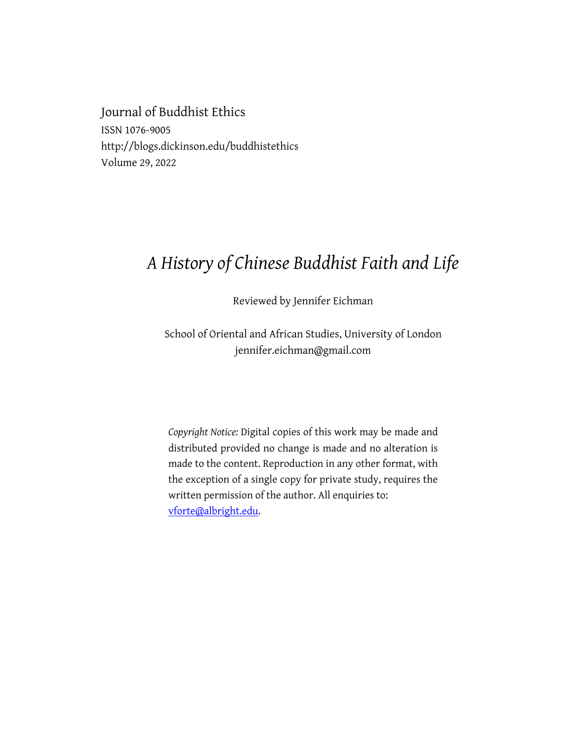Journal of Buddhist Ethics
ISSN 1076-9005
http://blogs.dickinson.edu/buddhistethics
Volume 29, 2022

# *A History of Chinese Buddhist Faith and Life*

Reviewed by Jennifer Eichman

School of Oriental and African Studies, University of London
jennifer.eichman@gmail.com

*Copyright Notice:* Digital copies of this work may be made and distributed provided no change is made and no alteration is made to the content. Reproduction in any other format, with the exception of a single copy for private study, requires the written permission of the author. All enquiries to: vforte@albright.edu.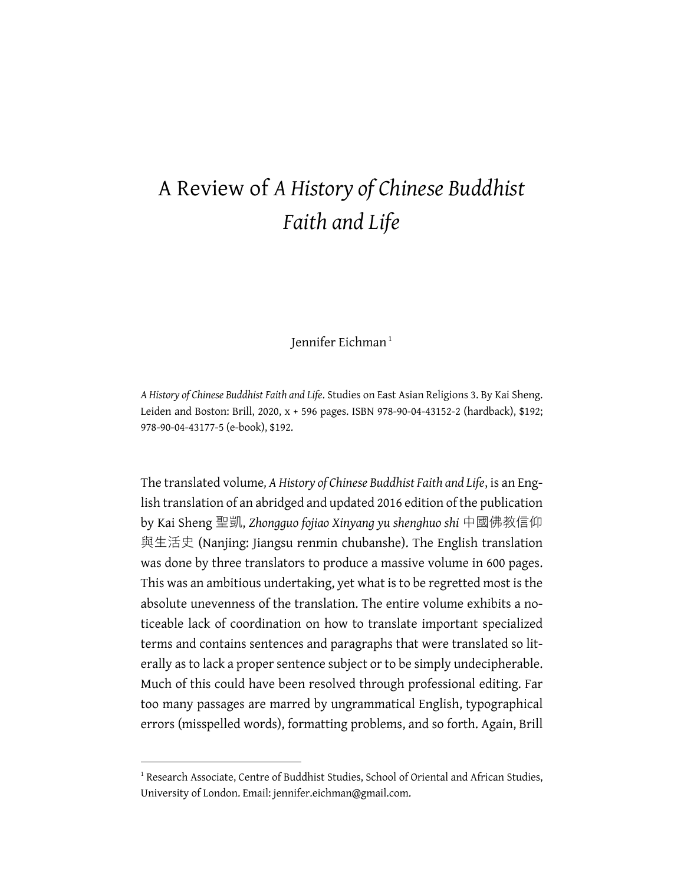# A Review of *A History of Chinese Buddhist Faith and Life*

Jennifer Eichman[1]

*A History of Chinese Buddhist Faith and Life*. Studies on East Asian Religions 3. By Kai Sheng. Leiden and Boston: Brill, 2020, x + 596 pages. ISBN 978-90-04-43152-2 (hardback), $192; 978-90-04-43177-5 (e-book), $192.

The translated volume, *A History of Chinese Buddhist Faith and Life*, is an English translation of an abridged and updated 2016 edition of the publication by Kai Sheng 聖凱, *Zhongguo fojiao Xinyang yu shenghuo shi* 中國佛教信仰與生活史 (Nanjing: Jiangsu renmin chubanshe). The English translation was done by three translators to produce a massive volume in 600 pages. This was an ambitious undertaking, yet what is to be regretted most is the absolute unevenness of the translation. The entire volume exhibits a noticeable lack of coordination on how to translate important specialized terms and contains sentences and paragraphs that were translated so literally as to lack a proper sentence subject or to be simply undecipherable. Much of this could have been resolved through professional editing. Far too many passages are marred by ungrammatical English, typographical errors (misspelled words), formatting problems, and so forth. Again, Brill

[1] Research Associate, Centre of Buddhist Studies, School of Oriental and African Studies, University of London. Email: jennifer.eichman@gmail.com.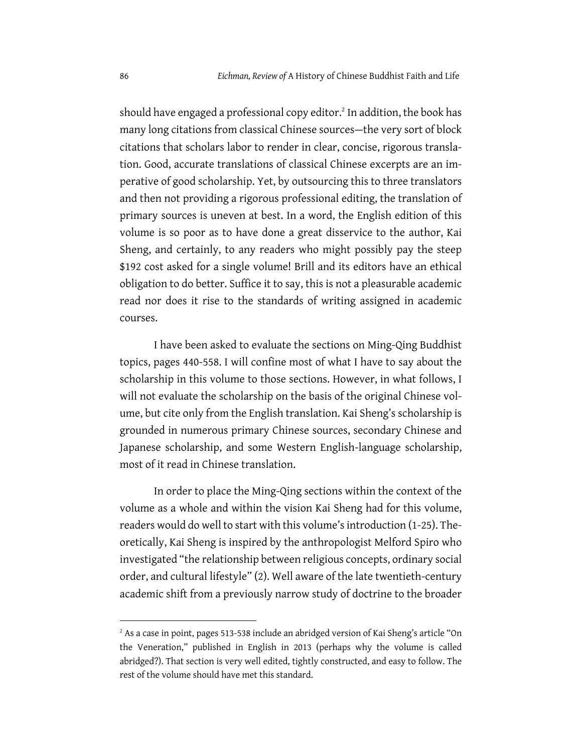should have engaged a professional copy editor.[2] In addition, the book has many long citations from classical Chinese sources—the very sort of block citations that scholars labor to render in clear, concise, rigorous translation. Good, accurate translations of classical Chinese excerpts are an imperative of good scholarship. Yet, by outsourcing this to three translators and then not providing a rigorous professional editing, the translation of primary sources is uneven at best. In a word, the English edition of this volume is so poor as to have done a great disservice to the author, Kai Sheng, and certainly, to any readers who might possibly pay the steep $192 cost asked for a single volume! Brill and its editors have an ethical obligation to do better. Suffice it to say, this is not a pleasurable academic read nor does it rise to the standards of writing assigned in academic courses.

I have been asked to evaluate the sections on Ming-Qing Buddhist topics, pages 440-558. I will confine most of what I have to say about the scholarship in this volume to those sections. However, in what follows, I will not evaluate the scholarship on the basis of the original Chinese volume, but cite only from the English translation. Kai Sheng's scholarship is grounded in numerous primary Chinese sources, secondary Chinese and Japanese scholarship, and some Western English-language scholarship, most of it read in Chinese translation.

In order to place the Ming-Qing sections within the context of the volume as a whole and within the vision Kai Sheng had for this volume, readers would do well to start with this volume's introduction (1-25). Theoretically, Kai Sheng is inspired by the anthropologist Melford Spiro who investigated "the relationship between religious concepts, ordinary social order, and cultural lifestyle" (2). Well aware of the late twentieth-century academic shift from a previously narrow study of doctrine to the broader

---

[2] As a case in point, pages 513-538 include an abridged version of Kai Sheng's article "On the Veneration," published in English in 2013 (perhaps why the volume is called abridged?). That section is very well edited, tightly constructed, and easy to follow. The rest of the volume should have met this standard.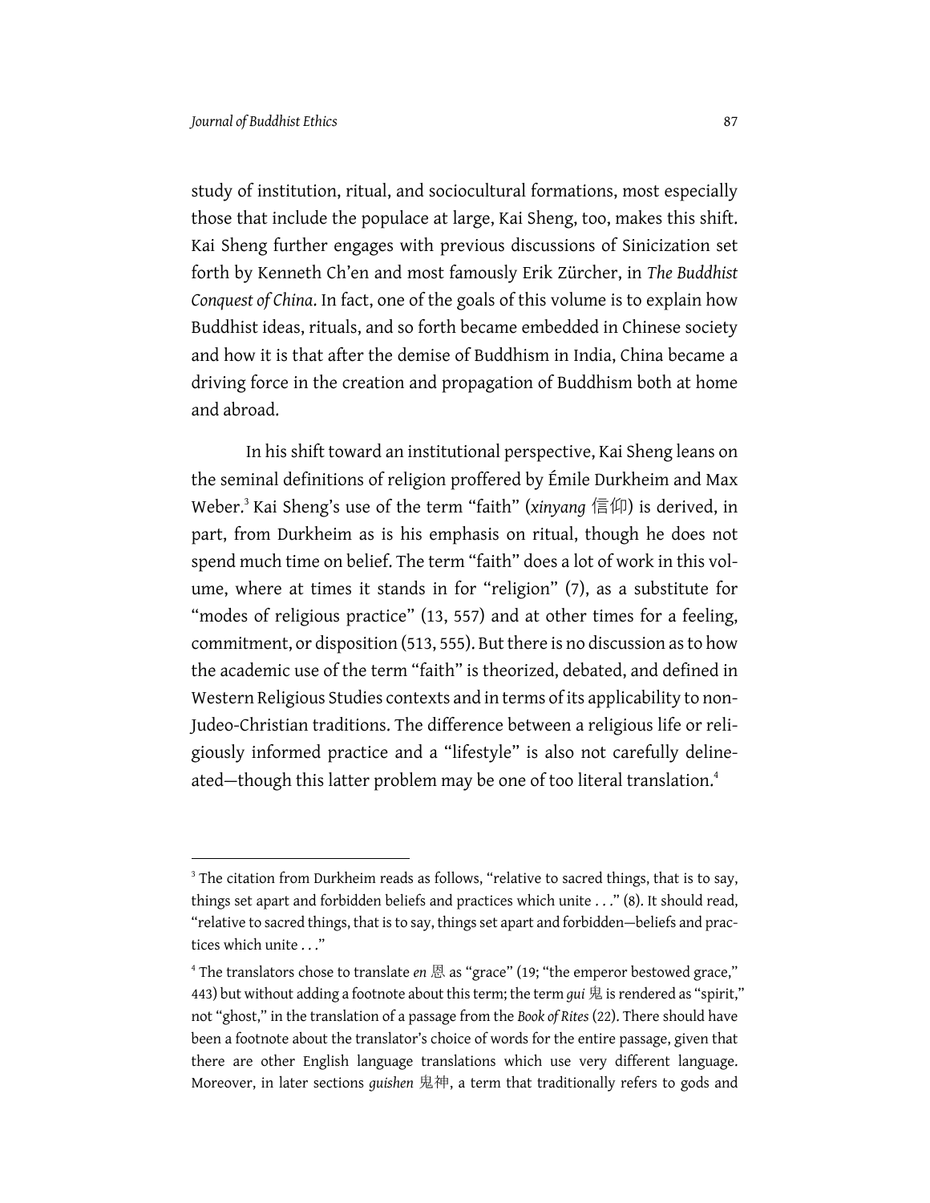study of institution, ritual, and sociocultural formations, most especially those that include the populace at large, Kai Sheng, too, makes this shift. Kai Sheng further engages with previous discussions of Sinicization set forth by Kenneth Ch'en and most famously Erik Zürcher, in *The Buddhist Conquest of China*. In fact, one of the goals of this volume is to explain how Buddhist ideas, rituals, and so forth became embedded in Chinese society and how it is that after the demise of Buddhism in India, China became a driving force in the creation and propagation of Buddhism both at home and abroad.

In his shift toward an institutional perspective, Kai Sheng leans on the seminal definitions of religion proffered by Émile Durkheim and Max Weber.[3] Kai Sheng's use of the term "faith" (*xinyang* 信仰) is derived, in part, from Durkheim as is his emphasis on ritual, though he does not spend much time on belief. The term "faith" does a lot of work in this volume, where at times it stands in for "religion" (7), as a substitute for "modes of religious practice" (13, 557) and at other times for a feeling, commitment, or disposition (513, 555). But there is no discussion as to how the academic use of the term "faith" is theorized, debated, and defined in Western Religious Studies contexts and in terms of its applicability to non-Judeo-Christian traditions. The difference between a religious life or religiously informed practice and a "lifestyle" is also not carefully delineated—though this latter problem may be one of too literal translation.[4]

---

[3] The citation from Durkheim reads as follows, "relative to sacred things, that is to say, things set apart and forbidden beliefs and practices which unite . . ." (8). It should read, "relative to sacred things, that is to say, things set apart and forbidden—beliefs and practices which unite . . ."

[4] The translators chose to translate *en* 恩 as "grace" (19; "the emperor bestowed grace," 443) but without adding a footnote about this term; the term *gui* 鬼 is rendered as "spirit," not "ghost," in the translation of a passage from the *Book of Rites* (22). There should have been a footnote about the translator's choice of words for the entire passage, given that there are other English language translations which use very different language. Moreover, in later sections *guishen* 鬼神, a term that traditionally refers to gods and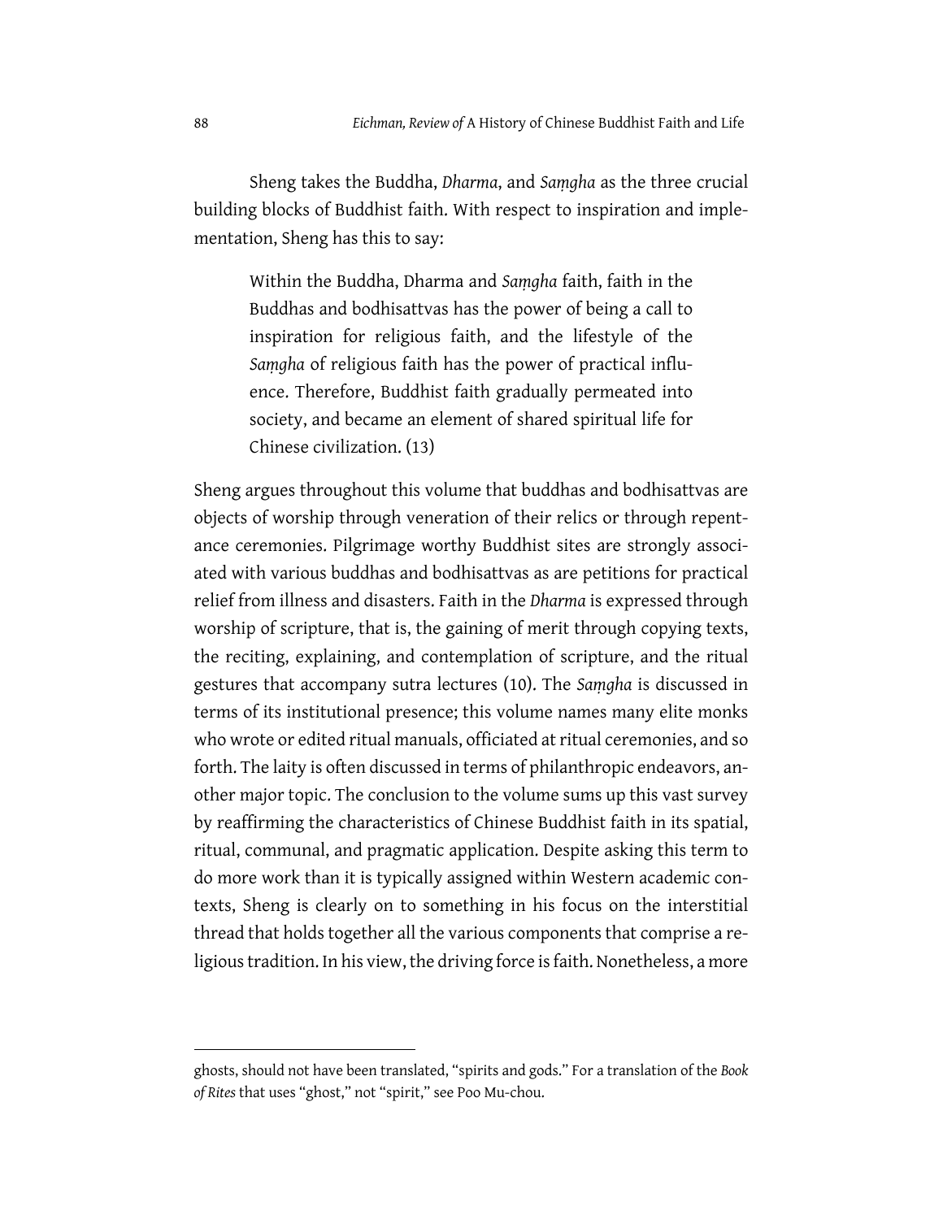Sheng takes the Buddha, *Dharma*, and *Saṃgha* as the three crucial building blocks of Buddhist faith. With respect to inspiration and implementation, Sheng has this to say:

> Within the Buddha, Dharma and *Saṃgha* faith, faith in the Buddhas and bodhisattvas has the power of being a call to inspiration for religious faith, and the lifestyle of the *Saṃgha* of religious faith has the power of practical influence. Therefore, Buddhist faith gradually permeated into society, and became an element of shared spiritual life for Chinese civilization. (13)

Sheng argues throughout this volume that buddhas and bodhisattvas are objects of worship through veneration of their relics or through repentance ceremonies. Pilgrimage worthy Buddhist sites are strongly associated with various buddhas and bodhisattvas as are petitions for practical relief from illness and disasters. Faith in the *Dharma* is expressed through worship of scripture, that is, the gaining of merit through copying texts, the reciting, explaining, and contemplation of scripture, and the ritual gestures that accompany sutra lectures (10). The *Saṃgha* is discussed in terms of its institutional presence; this volume names many elite monks who wrote or edited ritual manuals, officiated at ritual ceremonies, and so forth. The laity is often discussed in terms of philanthropic endeavors, another major topic. The conclusion to the volume sums up this vast survey by reaffirming the characteristics of Chinese Buddhist faith in its spatial, ritual, communal, and pragmatic application. Despite asking this term to do more work than it is typically assigned within Western academic contexts, Sheng is clearly on to something in his focus on the interstitial thread that holds together all the various components that comprise a religious tradition. In his view, the driving force is faith. Nonetheless, a more

---

ghosts, should not have been translated, "spirits and gods." For a translation of the *Book of Rites* that uses "ghost," not "spirit," see Poo Mu-chou.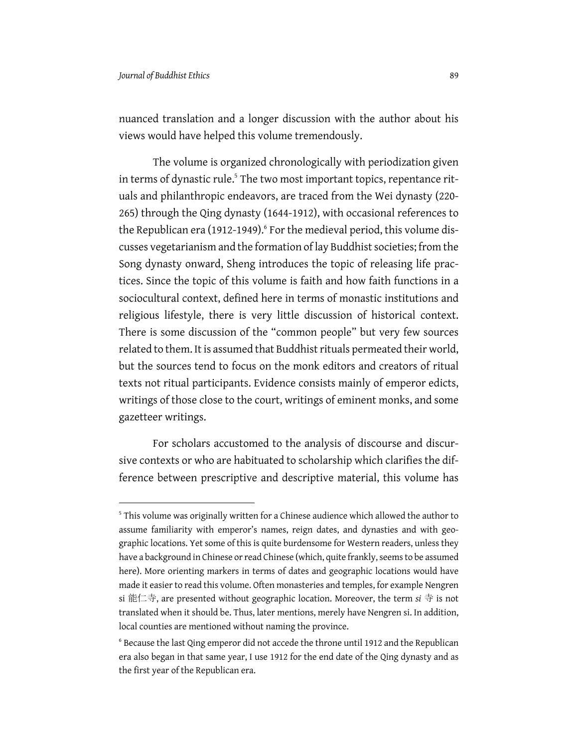nuanced translation and a longer discussion with the author about his views would have helped this volume tremendously.

The volume is organized chronologically with periodization given in terms of dynastic rule.[5] The two most important topics, repentance rituals and philanthropic endeavors, are traced from the Wei dynasty (220-265) through the Qing dynasty (1644-1912), with occasional references to the Republican era (1912-1949).[6] For the medieval period, this volume discusses vegetarianism and the formation of lay Buddhist societies; from the Song dynasty onward, Sheng introduces the topic of releasing life practices. Since the topic of this volume is faith and how faith functions in a sociocultural context, defined here in terms of monastic institutions and religious lifestyle, there is very little discussion of historical context. There is some discussion of the "common people" but very few sources related to them. It is assumed that Buddhist rituals permeated their world, but the sources tend to focus on the monk editors and creators of ritual texts not ritual participants. Evidence consists mainly of emperor edicts, writings of those close to the court, writings of eminent monks, and some gazetteer writings.

For scholars accustomed to the analysis of discourse and discursive contexts or who are habituated to scholarship which clarifies the difference between prescriptive and descriptive material, this volume has

---

[5] This volume was originally written for a Chinese audience which allowed the author to assume familiarity with emperor's names, reign dates, and dynasties and with geographic locations. Yet some of this is quite burdensome for Western readers, unless they have a background in Chinese or read Chinese (which, quite frankly, seems to be assumed here). More orienting markers in terms of dates and geographic locations would have made it easier to read this volume. Often monasteries and temples, for example Nengren si 能仁寺, are presented without geographic location. Moreover, the term *si* 寺 is not translated when it should be. Thus, later mentions, merely have Nengren si. In addition, local counties are mentioned without naming the province.

[6] Because the last Qing emperor did not accede the throne until 1912 and the Republican era also began in that same year, I use 1912 for the end date of the Qing dynasty and as the first year of the Republican era.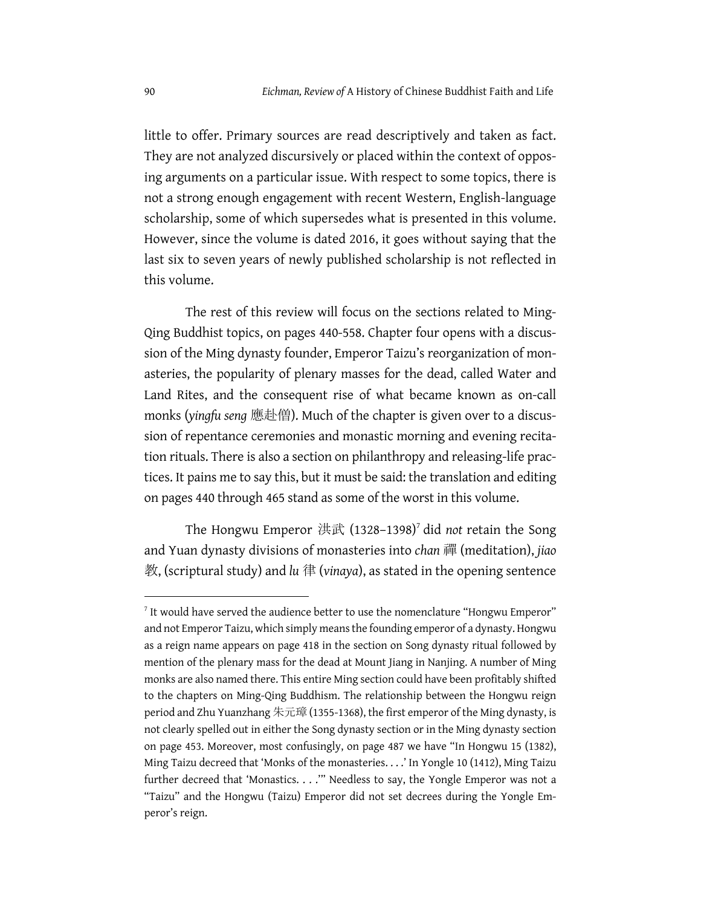little to offer. Primary sources are read descriptively and taken as fact. They are not analyzed discursively or placed within the context of opposing arguments on a particular issue. With respect to some topics, there is not a strong enough engagement with recent Western, English-language scholarship, some of which supersedes what is presented in this volume. However, since the volume is dated 2016, it goes without saying that the last six to seven years of newly published scholarship is not reflected in this volume.

The rest of this review will focus on the sections related to Ming-Qing Buddhist topics, on pages 440-558. Chapter four opens with a discussion of the Ming dynasty founder, Emperor Taizu's reorganization of monasteries, the popularity of plenary masses for the dead, called Water and Land Rites, and the consequent rise of what became known as on-call monks (*yingfu seng* 應赴僧). Much of the chapter is given over to a discussion of repentance ceremonies and monastic morning and evening recitation rituals. There is also a section on philanthropy and releasing-life practices. It pains me to say this, but it must be said: the translation and editing on pages 440 through 465 stand as some of the worst in this volume.

The Hongwu Emperor 洪武 (1328–1398)[7] did *not* retain the Song and Yuan dynasty divisions of monasteries into *chan* 禪 (meditation), *jiao* 教, (scriptural study) and *lu* 律 (*vinaya*), as stated in the opening sentence

---

[7] It would have served the audience better to use the nomenclature "Hongwu Emperor" and not Emperor Taizu, which simply means the founding emperor of a dynasty. Hongwu as a reign name appears on page 418 in the section on Song dynasty ritual followed by mention of the plenary mass for the dead at Mount Jiang in Nanjing. A number of Ming monks are also named there. This entire Ming section could have been profitably shifted to the chapters on Ming-Qing Buddhism. The relationship between the Hongwu reign period and Zhu Yuanzhang 朱元璋 (1355-1368), the first emperor of the Ming dynasty, is not clearly spelled out in either the Song dynasty section or in the Ming dynasty section on page 453. Moreover, most confusingly, on page 487 we have "In Hongwu 15 (1382), Ming Taizu decreed that 'Monks of the monasteries. . . .' In Yongle 10 (1412), Ming Taizu further decreed that 'Monastics. . . .'" Needless to say, the Yongle Emperor was not a "Taizu" and the Hongwu (Taizu) Emperor did not set decrees during the Yongle Emperor's reign.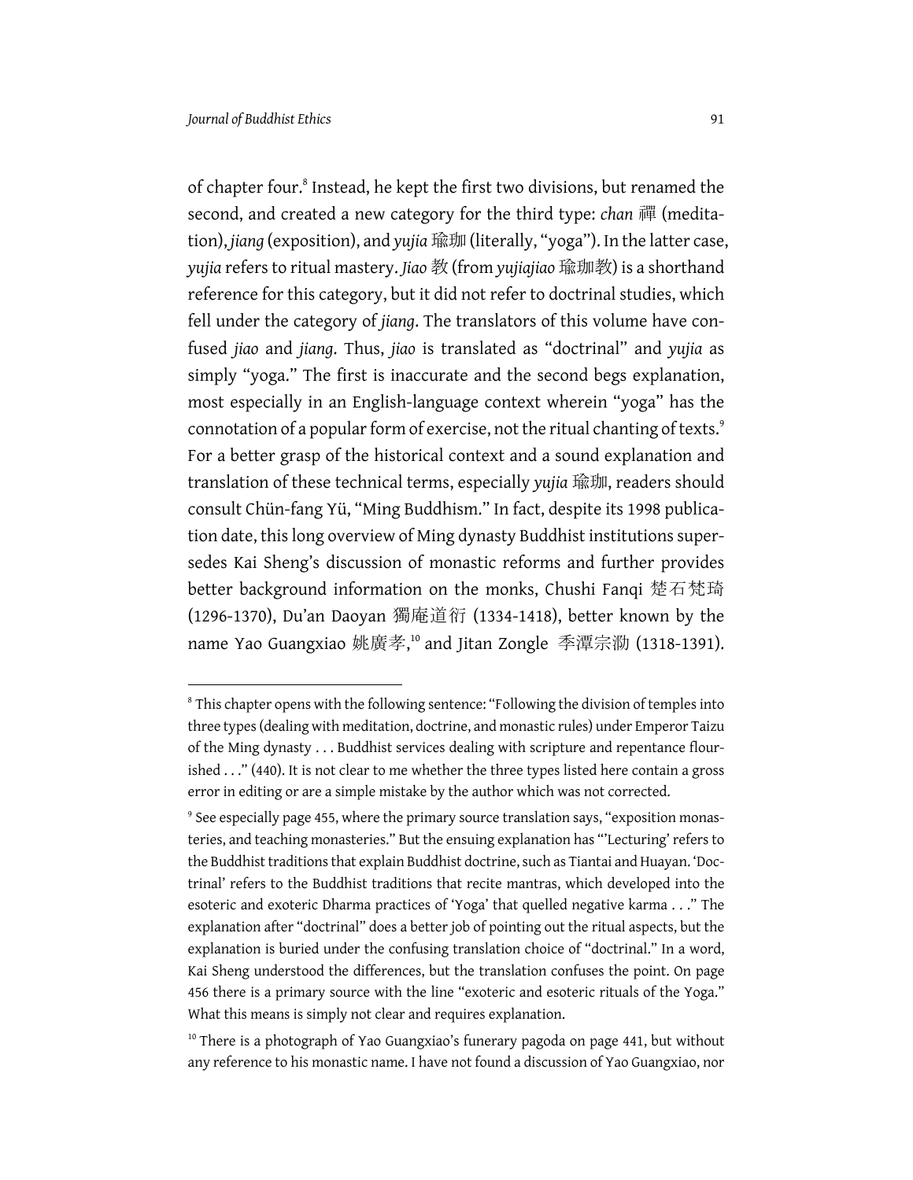of chapter four.[8] Instead, he kept the first two divisions, but renamed the second, and created a new category for the third type: *chan* 禪 (meditation), *jiang* (exposition), and *yujia* 瑜珈 (literally, "yoga"). In the latter case, *yujia* refers to ritual mastery. *Jiao* 教 (from *yujiajiao* 瑜珈教) is a shorthand reference for this category, but it did not refer to doctrinal studies, which fell under the category of *jiang*. The translators of this volume have confused *jiao* and *jiang*. Thus, *jiao* is translated as "doctrinal" and *yujia* as simply "yoga." The first is inaccurate and the second begs explanation, most especially in an English-language context wherein "yoga" has the connotation of a popular form of exercise, not the ritual chanting of texts.[9] For a better grasp of the historical context and a sound explanation and translation of these technical terms, especially *yujia* 瑜珈, readers should consult Chün-fang Yü, "Ming Buddhism." In fact, despite its 1998 publication date, this long overview of Ming dynasty Buddhist institutions supersedes Kai Sheng's discussion of monastic reforms and further provides better background information on the monks, Chushi Fanqi 楚石梵琦 (1296-1370), Du'an Daoyan 獨庵道衍 (1334-1418), better known by the name Yao Guangxiao 姚廣孝,[10] and Jitan Zongle 季潭宗泐 (1318-1391).

---

[8] This chapter opens with the following sentence: "Following the division of temples into three types (dealing with meditation, doctrine, and monastic rules) under Emperor Taizu of the Ming dynasty . . . Buddhist services dealing with scripture and repentance flourished . . ." (440). It is not clear to me whether the three types listed here contain a gross error in editing or are a simple mistake by the author which was not corrected.

[9] See especially page 455, where the primary source translation says, "exposition monasteries, and teaching monasteries." But the ensuing explanation has "'Lecturing' refers to the Buddhist traditions that explain Buddhist doctrine, such as Tiantai and Huayan. 'Doctrinal' refers to the Buddhist traditions that recite mantras, which developed into the esoteric and exoteric Dharma practices of 'Yoga' that quelled negative karma . . ." The explanation after "doctrinal" does a better job of pointing out the ritual aspects, but the explanation is buried under the confusing translation choice of "doctrinal." In a word, Kai Sheng understood the differences, but the translation confuses the point. On page 456 there is a primary source with the line "exoteric and esoteric rituals of the Yoga." What this means is simply not clear and requires explanation.

[10] There is a photograph of Yao Guangxiao's funerary pagoda on page 441, but without any reference to his monastic name. I have not found a discussion of Yao Guangxiao, nor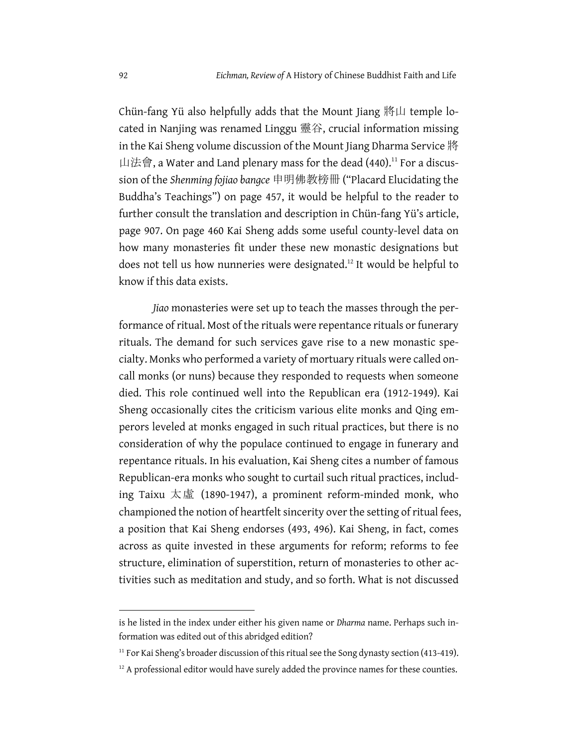Chün-fang Yü also helpfully adds that the Mount Jiang 將山 temple located in Nanjing was renamed Linggu 靈谷, crucial information missing in the Kai Sheng volume discussion of the Mount Jiang Dharma Service 將山法會, a Water and Land plenary mass for the dead (440).[11] For a discussion of the *Shenming fojiao bangce* 申明佛教榜冊 ("Placard Elucidating the Buddha's Teachings") on page 457, it would be helpful to the reader to further consult the translation and description in Chün-fang Yü's article, page 907. On page 460 Kai Sheng adds some useful county-level data on how many monasteries fit under these new monastic designations but does not tell us how nunneries were designated.[12] It would be helpful to know if this data exists.

*Jiao* monasteries were set up to teach the masses through the performance of ritual. Most of the rituals were repentance rituals or funerary rituals. The demand for such services gave rise to a new monastic specialty. Monks who performed a variety of mortuary rituals were called on-call monks (or nuns) because they responded to requests when someone died. This role continued well into the Republican era (1912-1949). Kai Sheng occasionally cites the criticism various elite monks and Qing emperors leveled at monks engaged in such ritual practices, but there is no consideration of why the populace continued to engage in funerary and repentance rituals. In his evaluation, Kai Sheng cites a number of famous Republican-era monks who sought to curtail such ritual practices, including Taixu 太虛 (1890-1947), a prominent reform-minded monk, who championed the notion of heartfelt sincerity over the setting of ritual fees, a position that Kai Sheng endorses (493, 496). Kai Sheng, in fact, comes across as quite invested in these arguments for reform; reforms to fee structure, elimination of superstition, return of monasteries to other activities such as meditation and study, and so forth. What is not discussed

---

is he listed in the index under either his given name or *Dharma* name. Perhaps such information was edited out of this abridged edition?

[11] For Kai Sheng's broader discussion of this ritual see the Song dynasty section (413-419).

[12] A professional editor would have surely added the province names for these counties.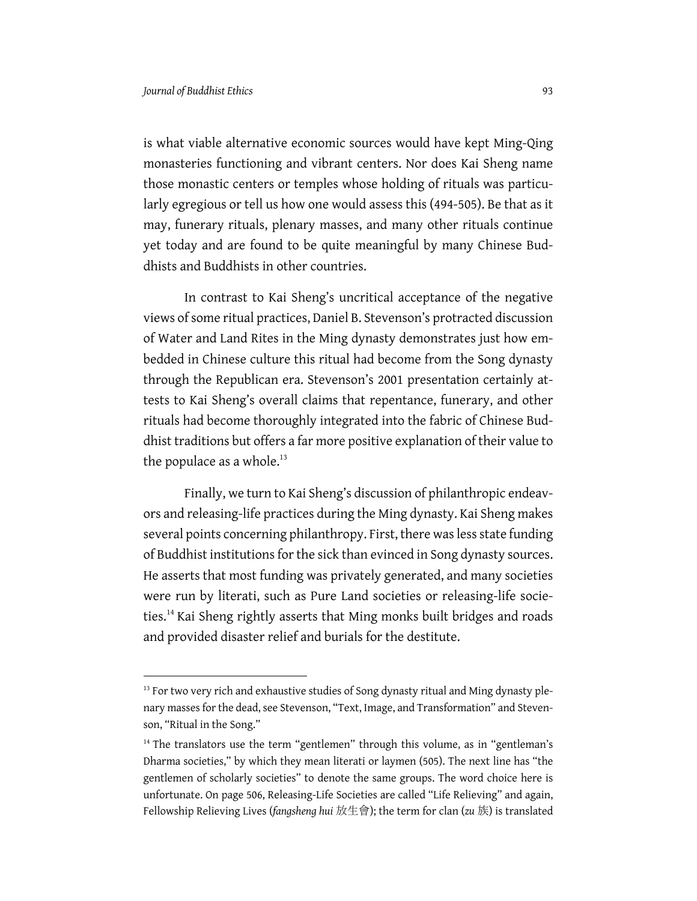is what viable alternative economic sources would have kept Ming-Qing monasteries functioning and vibrant centers. Nor does Kai Sheng name those monastic centers or temples whose holding of rituals was particularly egregious or tell us how one would assess this (494-505). Be that as it may, funerary rituals, plenary masses, and many other rituals continue yet today and are found to be quite meaningful by many Chinese Buddhists and Buddhists in other countries.

In contrast to Kai Sheng's uncritical acceptance of the negative views of some ritual practices, Daniel B. Stevenson's protracted discussion of Water and Land Rites in the Ming dynasty demonstrates just how embedded in Chinese culture this ritual had become from the Song dynasty through the Republican era. Stevenson's 2001 presentation certainly attests to Kai Sheng's overall claims that repentance, funerary, and other rituals had become thoroughly integrated into the fabric of Chinese Buddhist traditions but offers a far more positive explanation of their value to the populace as a whole.[13]

Finally, we turn to Kai Sheng's discussion of philanthropic endeavors and releasing-life practices during the Ming dynasty. Kai Sheng makes several points concerning philanthropy. First, there was less state funding of Buddhist institutions for the sick than evinced in Song dynasty sources. He asserts that most funding was privately generated, and many societies were run by literati, such as Pure Land societies or releasing-life societies.[14] Kai Sheng rightly asserts that Ming monks built bridges and roads and provided disaster relief and burials for the destitute.

---

[13] For two very rich and exhaustive studies of Song dynasty ritual and Ming dynasty plenary masses for the dead, see Stevenson, "Text, Image, and Transformation" and Stevenson, "Ritual in the Song."

[14] The translators use the term "gentlemen" through this volume, as in "gentleman's Dharma societies," by which they mean literati or laymen (505). The next line has "the gentlemen of scholarly societies" to denote the same groups. The word choice here is unfortunate. On page 506, Releasing-Life Societies are called "Life Relieving" and again, Fellowship Relieving Lives (*fangsheng hui* 放生會); the term for clan (*zu* 族) is translated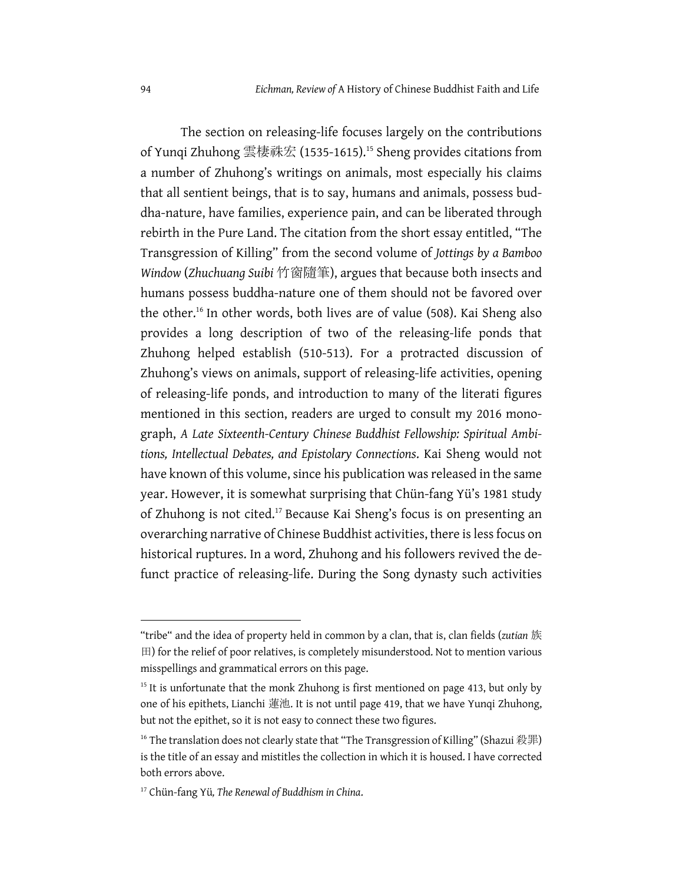The section on releasing-life focuses largely on the contributions of Yunqi Zhuhong 雲棲袾宏 (1535-1615).[15] Sheng provides citations from a number of Zhuhong's writings on animals, most especially his claims that all sentient beings, that is to say, humans and animals, possess buddha-nature, have families, experience pain, and can be liberated through rebirth in the Pure Land. The citation from the short essay entitled, "The Transgression of Killing" from the second volume of *Jottings by a Bamboo Window* (*Zhuchuang Suibi* 竹窗隨筆), argues that because both insects and humans possess buddha-nature one of them should not be favored over the other.[16] In other words, both lives are of value (508). Kai Sheng also provides a long description of two of the releasing-life ponds that Zhuhong helped establish (510-513). For a protracted discussion of Zhuhong's views on animals, support of releasing-life activities, opening of releasing-life ponds, and introduction to many of the literati figures mentioned in this section, readers are urged to consult my 2016 monograph, *A Late Sixteenth-Century Chinese Buddhist Fellowship: Spiritual Ambitions, Intellectual Debates, and Epistolary Connections*. Kai Sheng would not have known of this volume, since his publication was released in the same year. However, it is somewhat surprising that Chün-fang Yü's 1981 study of Zhuhong is not cited.[17] Because Kai Sheng's focus is on presenting an overarching narrative of Chinese Buddhist activities, there is less focus on historical ruptures. In a word, Zhuhong and his followers revived the defunct practice of releasing-life. During the Song dynasty such activities

---

"tribe" and the idea of property held in common by a clan, that is, clan fields (*zutian* 族田) for the relief of poor relatives, is completely misunderstood. Not to mention various misspellings and grammatical errors on this page.

[15] It is unfortunate that the monk Zhuhong is first mentioned on page 413, but only by one of his epithets, Lianchi 蓮池. It is not until page 419, that we have Yunqi Zhuhong, but not the epithet, so it is not easy to connect these two figures.

[16] The translation does not clearly state that "The Transgression of Killing" (Shazui 殺罪) is the title of an essay and mistitles the collection in which it is housed. I have corrected both errors above.

[17] Chün-fang Yü, *The Renewal of Buddhism in China*.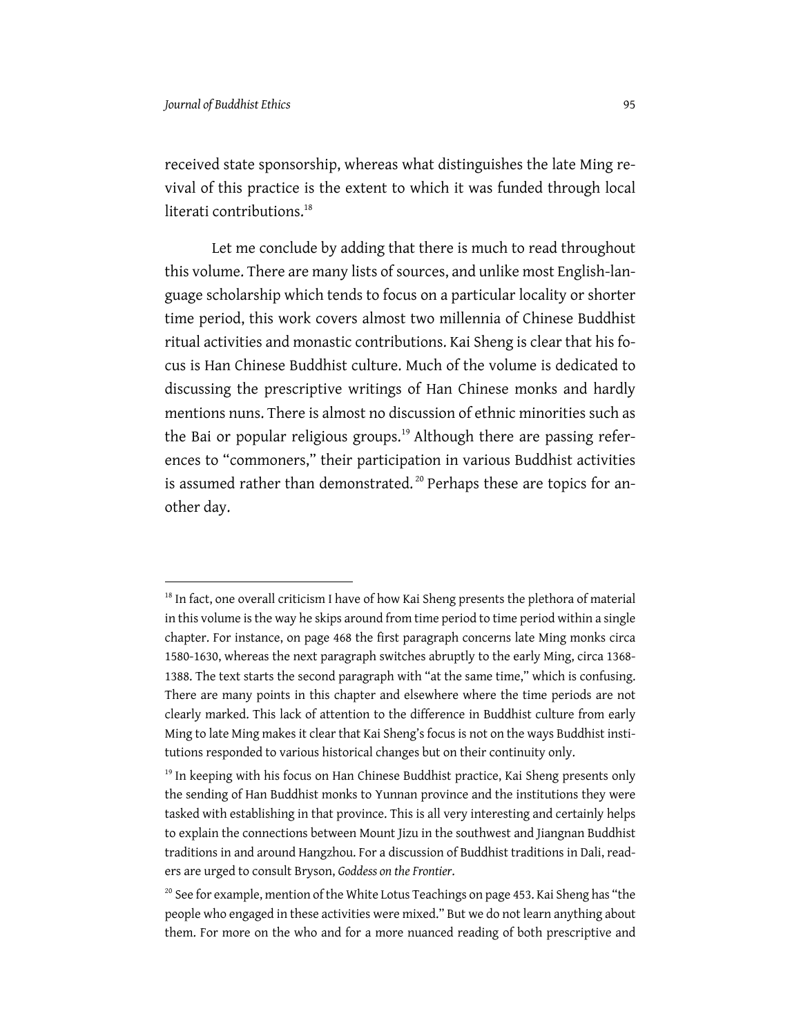received state sponsorship, whereas what distinguishes the late Ming revival of this practice is the extent to which it was funded through local literati contributions.[18]

Let me conclude by adding that there is much to read throughout this volume. There are many lists of sources, and unlike most English-language scholarship which tends to focus on a particular locality or shorter time period, this work covers almost two millennia of Chinese Buddhist ritual activities and monastic contributions. Kai Sheng is clear that his focus is Han Chinese Buddhist culture. Much of the volume is dedicated to discussing the prescriptive writings of Han Chinese monks and hardly mentions nuns. There is almost no discussion of ethnic minorities such as the Bai or popular religious groups.[19] Although there are passing references to "commoners," their participation in various Buddhist activities is assumed rather than demonstrated.[20] Perhaps these are topics for another day.

---

[18] In fact, one overall criticism I have of how Kai Sheng presents the plethora of material in this volume is the way he skips around from time period to time period within a single chapter. For instance, on page 468 the first paragraph concerns late Ming monks circa 1580-1630, whereas the next paragraph switches abruptly to the early Ming, circa 1368-1388. The text starts the second paragraph with "at the same time," which is confusing. There are many points in this chapter and elsewhere where the time periods are not clearly marked. This lack of attention to the difference in Buddhist culture from early Ming to late Ming makes it clear that Kai Sheng's focus is not on the ways Buddhist institutions responded to various historical changes but on their continuity only.

[19] In keeping with his focus on Han Chinese Buddhist practice, Kai Sheng presents only the sending of Han Buddhist monks to Yunnan province and the institutions they were tasked with establishing in that province. This is all very interesting and certainly helps to explain the connections between Mount Jizu in the southwest and Jiangnan Buddhist traditions in and around Hangzhou. For a discussion of Buddhist traditions in Dali, readers are urged to consult Bryson, *Goddess on the Frontier*.

[20] See for example, mention of the White Lotus Teachings on page 453. Kai Sheng has "the people who engaged in these activities were mixed." But we do not learn anything about them. For more on the who and for a more nuanced reading of both prescriptive and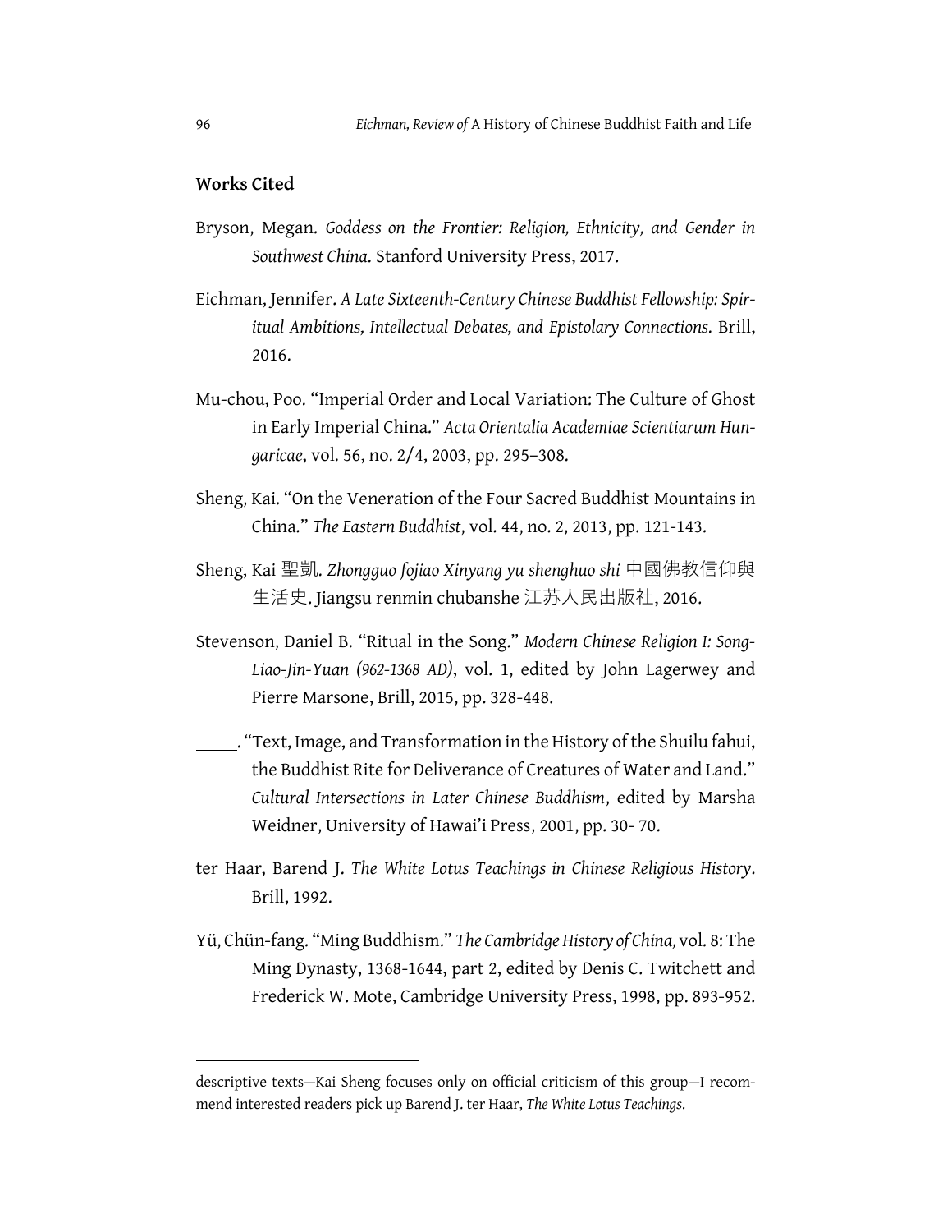**Works Cited**

Bryson, Megan. *Goddess on the Frontier: Religion, Ethnicity, and Gender in Southwest China*. Stanford University Press, 2017.

Eichman, Jennifer. *A Late Sixteenth-Century Chinese Buddhist Fellowship: Spiritual Ambitions, Intellectual Debates, and Epistolary Connections*. Brill, 2016.

Mu-chou, Poo. "Imperial Order and Local Variation: The Culture of Ghost in Early Imperial China." *Acta Orientalia Academiae Scientiarum Hungaricae*, vol. 56, no. 2/4, 2003, pp. 295–308.

Sheng, Kai. "On the Veneration of the Four Sacred Buddhist Mountains in China." *The Eastern Buddhist*, vol. 44, no. 2, 2013, pp. 121-143.

Sheng, Kai 聖凱. *Zhongguo fojiao Xinyang yu shenghuo shi* 中國佛教信仰與生活史. Jiangsu renmin chubanshe 江苏人民出版社, 2016.

Stevenson, Daniel B. "Ritual in the Song." *Modern Chinese Religion I: Song-Liao-Jin-Yuan (962-1368 AD)*, vol. 1, edited by John Lagerwey and Pierre Marsone, Brill, 2015, pp. 328-448.

\_\_\_\_\_. "Text, Image, and Transformation in the History of the Shuilu fahui, the Buddhist Rite for Deliverance of Creatures of Water and Land." *Cultural Intersections in Later Chinese Buddhism*, edited by Marsha Weidner, University of Hawai'i Press, 2001, pp. 30- 70.

ter Haar, Barend J. *The White Lotus Teachings in Chinese Religious History*. Brill, 1992.

Yü, Chün-fang. "Ming Buddhism." *The Cambridge History of China,* vol. 8: The Ming Dynasty, 1368-1644, part 2, edited by Denis C. Twitchett and Frederick W. Mote, Cambridge University Press, 1998, pp. 893-952.

---

descriptive texts—Kai Sheng focuses only on official criticism of this group—I recommend interested readers pick up Barend J. ter Haar, *The White Lotus Teachings*.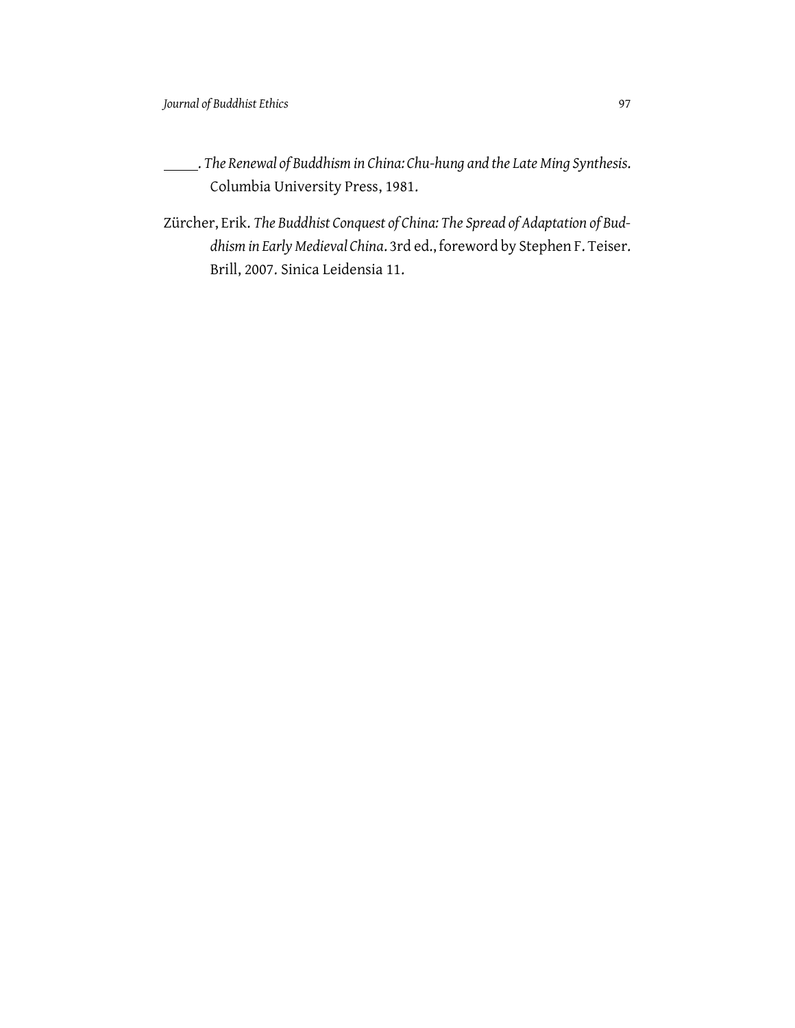\_\_\_\_\_. *The Renewal of Buddhism in China: Chu-hung and the Late Ming Synthesis.* Columbia University Press, 1981.

Zürcher, Erik. *The Buddhist Conquest of China: The Spread of Adaptation of Buddhism in Early Medieval China*. 3rd ed., foreword by Stephen F. Teiser. Brill, 2007. Sinica Leidensia 11.